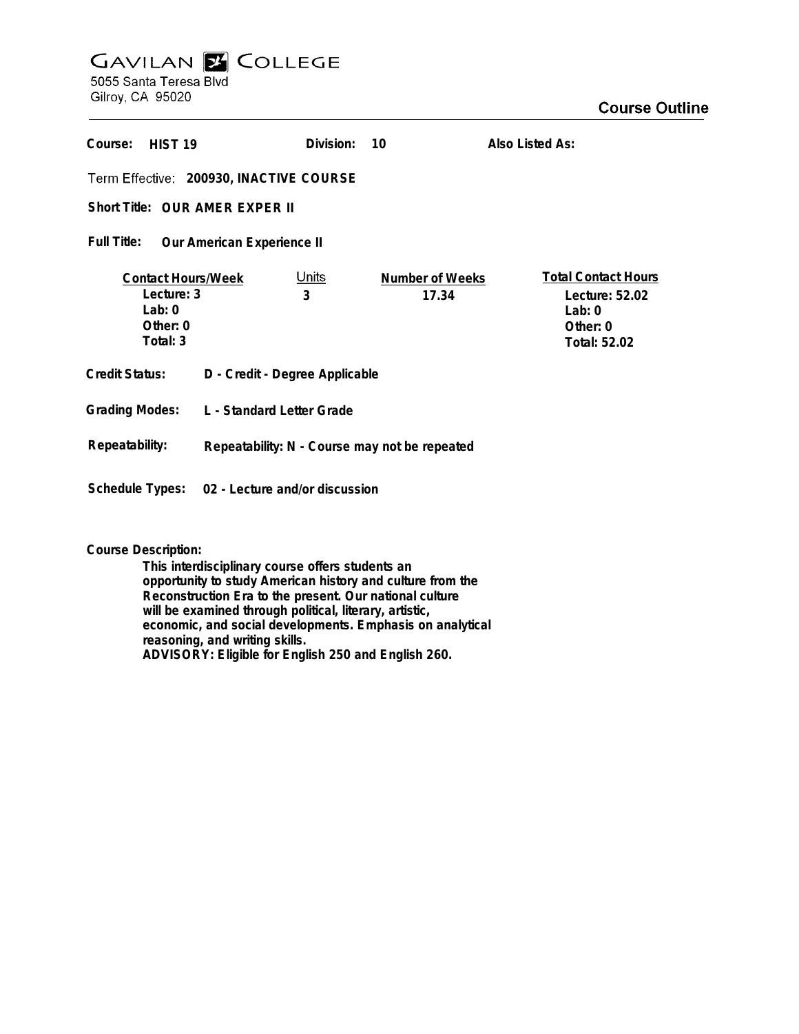# GAVILAN COLLEGE

5055 Santa Teresa Blvd
Gilroy, CA 95020

## Course Outline

**Course:** HIST 19 **Division:** 10 **Also Listed As:**

**Term Effective:** 200930, INACTIVE COURSE

**Short Title:** OUR AMER EXPER II

**Full Title:** Our American Experience II

| Contact Hours/Week | Units | Number of Weeks | Total Contact Hours |
|---|---|---|---|
| Lecture: 3 | 3 | 17.34 | Lecture: 52.02 |
| Lab: 0 | | | Lab: 0 |
| Other: 0 | | | Other: 0 |
| Total: 3 | | | Total: 52.02 |

**Credit Status:** D - Credit - Degree Applicable

**Grading Modes:** L - Standard Letter Grade

**Repeatability:** Repeatability: N - Course may not be repeated

**Schedule Types:** 02 - Lecture and/or discussion

**Course Description:**

This interdisciplinary course offers students an opportunity to study American history and culture from the Reconstruction Era to the present. Our national culture will be examined through political, literary, artistic, economic, and social developments. Emphasis on analytical reasoning, and writing skills.
ADVISORY: Eligible for English 250 and English 260.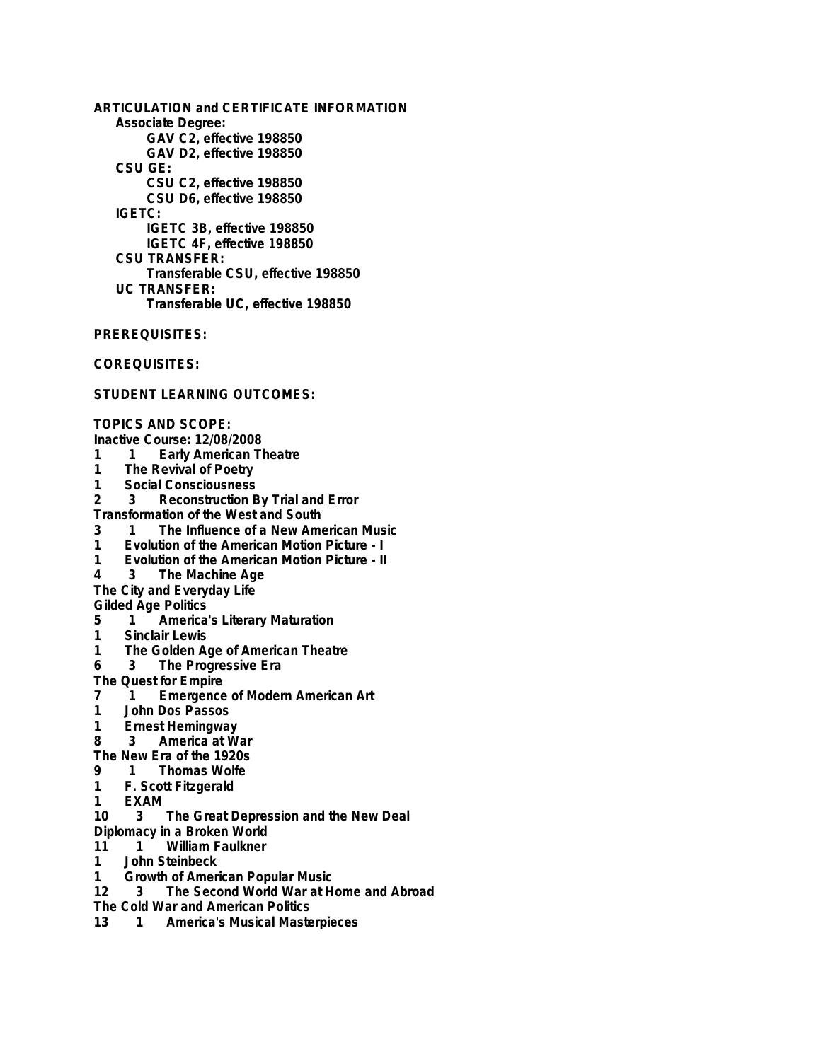**ARTICULATION and CERTIFICATE INFORMATION**

**Associate Degree:**

- GAV C2, effective 198850
- GAV D2, effective 198850

**CSU GE:**

- CSU C2, effective 198850
- CSU D6, effective 198850

**IGETC:**

- IGETC 3B, effective 198850
- IGETC 4F, effective 198850

**CSU TRANSFER:**

- Transferable CSU, effective 198850

**UC TRANSFER:**

- Transferable UC, effective 198850

**PREREQUISITES:**

**COREQUISITES:**

**STUDENT LEARNING OUTCOMES:**

**TOPICS AND SCOPE:**

Inactive Course: 12/08/2008

1 1 Early American Theatre
1 The Revival of Poetry
1 Social Consciousness
2 3 Reconstruction By Trial and Error
Transformation of the West and South
3 1 The Influence of a New American Music
1 Evolution of the American Motion Picture - I
1 Evolution of the American Motion Picture - II
4 3 The Machine Age
The City and Everyday Life
Gilded Age Politics
5 1 America's Literary Maturation
1 Sinclair Lewis
1 The Golden Age of American Theatre
6 3 The Progressive Era
The Quest for Empire
7 1 Emergence of Modern American Art
1 John Dos Passos
1 Ernest Hemingway
8 3 America at War
The New Era of the 1920s
9 1 Thomas Wolfe
1 F. Scott Fitzgerald
1 EXAM
10 3 The Great Depression and the New Deal
Diplomacy in a Broken World
11 1 William Faulkner
1 John Steinbeck
1 Growth of American Popular Music
12 3 The Second World War at Home and Abroad
The Cold War and American Politics
13 1 America's Musical Masterpieces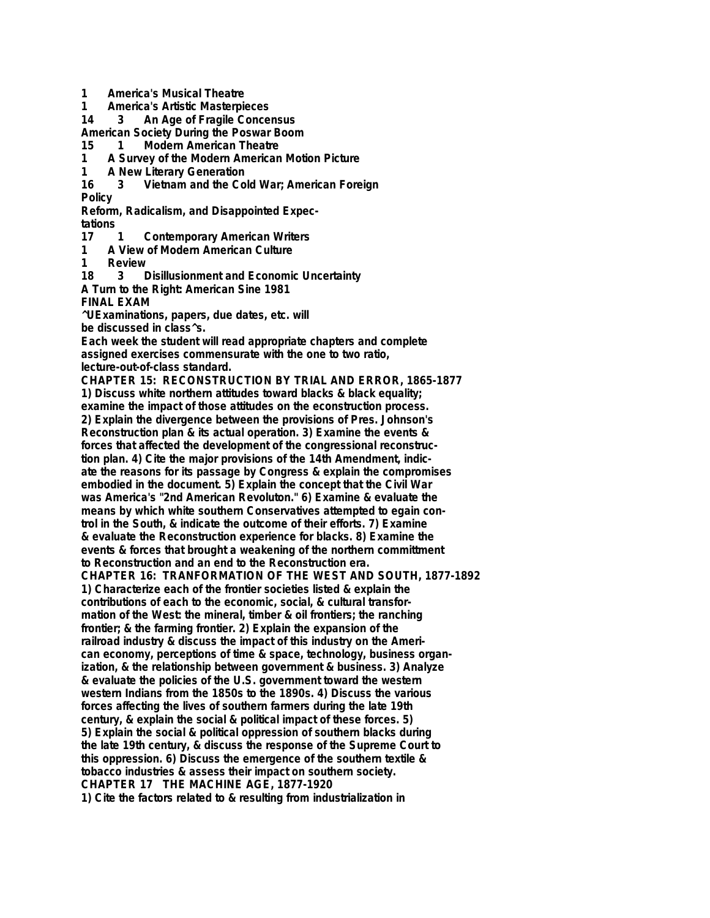1 America's Musical Theatre
1 America's Artistic Masterpieces
14 3 An Age of Fragile Concensus
American Society During the Poswar Boom
15 1 Modern American Theatre
1 A Survey of the Modern American Motion Picture
1 A New Literary Generation
16 3 Vietnam and the Cold War; American Foreign Policy
Reform, Radicalism, and Disappointed Expectations
17 1 Contemporary American Writers
1 A View of Modern American Culture
1 Review
18 3 Disillusionment and Economic Uncertainty
A Turn to the Right: American Sine 1981
FINAL EXAM

^UExaminations, papers, due dates, etc. will be discussed in class^s.

Each week the student will read appropriate chapters and complete assigned exercises commensurate with the one to two ratio, lecture-out-of-class standard.

**CHAPTER 15: RECONSTRUCTION BY TRIAL AND ERROR, 1865-1877**

1) Discuss white northern attitudes toward blacks & black equality; examine the impact of those attitudes on the econstruction process. 2) Explain the divergence between the provisions of Pres. Johnson's Reconstruction plan & its actual operation. 3) Examine the events & forces that affected the development of the congressional reconstruction plan. 4) Cite the major provisions of the 14th Amendment, indicate the reasons for its passage by Congress & explain the compromises embodied in the document. 5) Explain the concept that the Civil War was America's "2nd American Revoluton." 6) Examine & evaluate the means by which white southern Conservatives attempted to egain control in the South, & indicate the outcome of their efforts. 7) Examine & evaluate the Reconstruction experience for blacks. 8) Examine the events & forces that brought a weakening of the northern committment to Reconstruction and an end to the Reconstruction era.

**CHAPTER 16: TRANFORMATION OF THE WEST AND SOUTH, 1877-1892**

1) Characterize each of the frontier societies listed & explain the contributions of each to the economic, social, & cultural transformation of the West: the mineral, timber & oil frontiers; the ranching frontier; & the farming frontier. 2) Explain the expansion of the railroad industry & discuss the impact of this industry on the American economy, perceptions of time & space, technology, business organization, & the relationship between government & business. 3) Analyze & evaluate the policies of the U.S. government toward the western western Indians from the 1850s to the 1890s. 4) Discuss the various forces affecting the lives of southern farmers during the late 19th century, & explain the social & political impact of these forces. 5) 5) Explain the social & political oppression of southern blacks during the late 19th century, & discuss the response of the Supreme Court to this oppression. 6) Discuss the emergence of the southern textile & tobacco industries & assess their impact on southern society.

**CHAPTER 17 THE MACHINE AGE, 1877-1920**

1) Cite the factors related to & resulting from industrialization in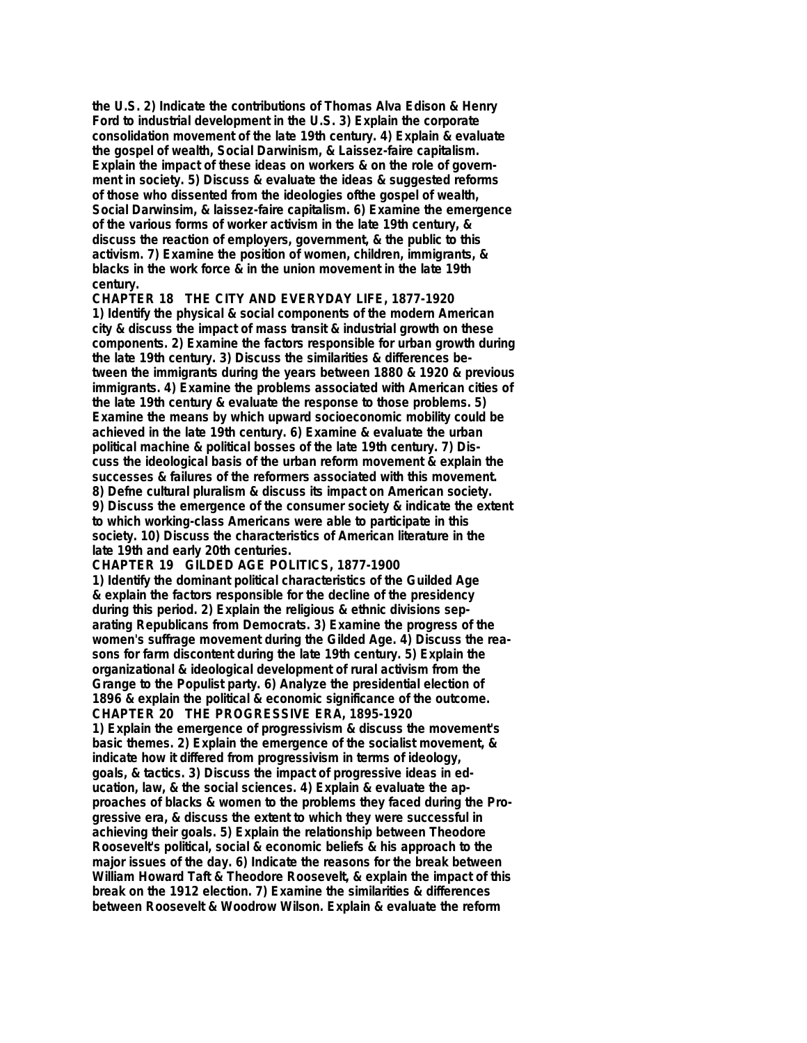the U.S. 2) Indicate the contributions of Thomas Alva Edison & Henry Ford to industrial development in the U.S. 3) Explain the corporate consolidation movement of the late 19th century. 4) Explain & evaluate the gospel of wealth, Social Darwinism, & Laissez-faire capitalism. Explain the impact of these ideas on workers & on the role of government in society. 5) Discuss & evaluate the ideas & suggested reforms of those who dissented from the ideologies ofthe gospel of wealth, Social Darwinsim, & laissez-faire capitalism. 6) Examine the emergence of the various forms of worker activism in the late 19th century, & discuss the reaction of employers, government, & the public to this activism. 7) Examine the position of women, children, immigrants, & blacks in the work force & in the union movement in the late 19th century.

**CHAPTER 18 THE CITY AND EVERYDAY LIFE, 1877-1920**

1) Identify the physical & social components of the modern American city & discuss the impact of mass transit & industrial growth on these components. 2) Examine the factors responsible for urban growth during the late 19th century. 3) Discuss the similarities & differences between the immigrants during the years between 1880 & 1920 & previous immigrants. 4) Examine the problems associated with American cities of the late 19th century & evaluate the response to those problems. 5) Examine the means by which upward socioeconomic mobility could be achieved in the late 19th century. 6) Examine & evaluate the urban political machine & political bosses of the late 19th century. 7) Discuss the ideological basis of the urban reform movement & explain the successes & failures of the reformers associated with this movement. 8) Defne cultural pluralism & discuss its impact on American society. 9) Discuss the emergence of the consumer society & indicate the extent to which working-class Americans were able to participate in this society. 10) Discuss the characteristics of American literature in the late 19th and early 20th centuries.

**CHAPTER 19 GILDED AGE POLITICS, 1877-1900**

1) Identify the dominant political characteristics of the Guilded Age & explain the factors responsible for the decline of the presidency during this period. 2) Explain the religious & ethnic divisions separating Republicans from Democrats. 3) Examine the progress of the women's suffrage movement during the Gilded Age. 4) Discuss the reasons for farm discontent during the late 19th century. 5) Explain the organizational & ideological development of rural activism from the Grange to the Populist party. 6) Analyze the presidential election of 1896 & explain the political & economic significance of the outcome.

**CHAPTER 20 THE PROGRESSIVE ERA, 1895-1920**

1) Explain the emergence of progressivism & discuss the movement's basic themes. 2) Explain the emergence of the socialist movement, & indicate how it differed from progressivism in terms of ideology, goals, & tactics. 3) Discuss the impact of progressive ideas in education, law, & the social sciences. 4) Explain & evaluate the approaches of blacks & women to the problems they faced during the Progressive era, & discuss the extent to which they were successful in achieving their goals. 5) Explain the relationship between Theodore Roosevelt's political, social & economic beliefs & his approach to the major issues of the day. 6) Indicate the reasons for the break between William Howard Taft & Theodore Roosevelt, & explain the impact of this break on the 1912 election. 7) Examine the similarities & differences between Roosevelt & Woodrow Wilson. Explain & evaluate the reform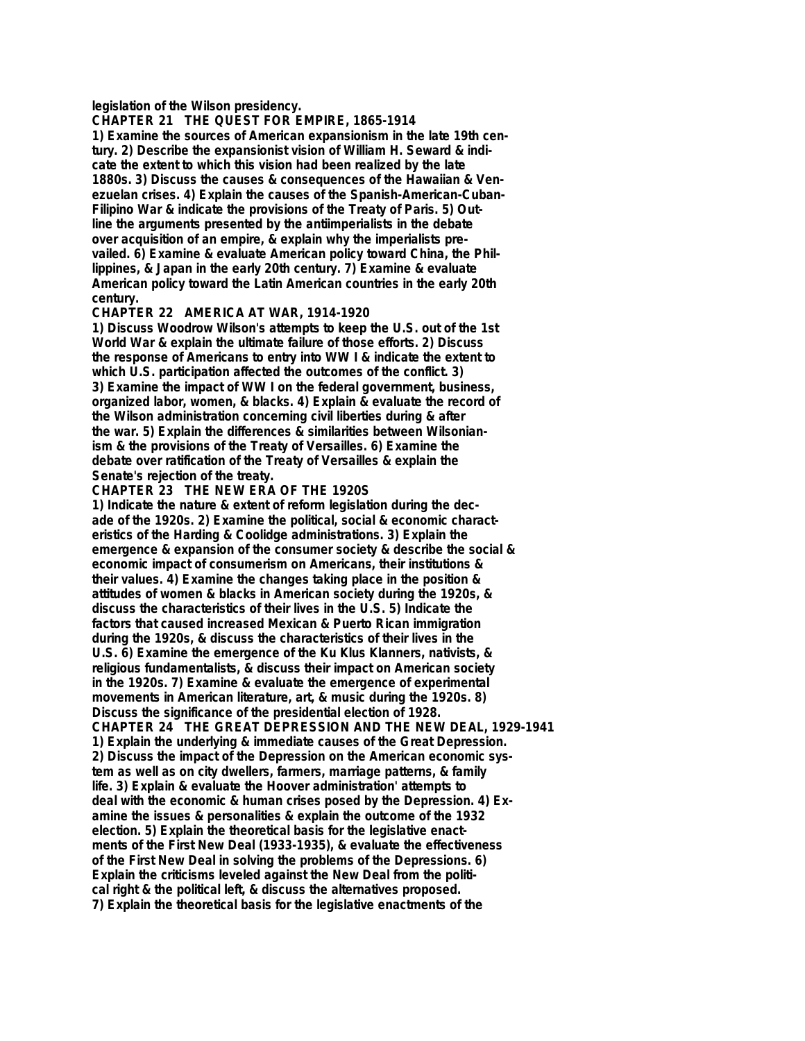**legislation of the Wilson presidency.**

## CHAPTER 21 THE QUEST FOR EMPIRE, 1865-1914

**1) Examine the sources of American expansionism in the late 19th century. 2) Describe the expansionist vision of William H. Seward & indicate the extent to which this vision had been realized by the late 1880s. 3) Discuss the causes & consequences of the Hawaiian & Venezuelan crises. 4) Explain the causes of the Spanish-American-Cuban-Filipino War & indicate the provisions of the Treaty of Paris. 5) Outline the arguments presented by the antiimperialists in the debate over acquisition of an empire, & explain why the imperialists prevailed. 6) Examine & evaluate American policy toward China, the Phillippines, & Japan in the early 20th century. 7) Examine & evaluate American policy toward the Latin American countries in the early 20th century.**

## CHAPTER 22 AMERICA AT WAR, 1914-1920

**1) Discuss Woodrow Wilson's attempts to keep the U.S. out of the 1st World War & explain the ultimate failure of those efforts. 2) Discuss the response of Americans to entry into WW I & indicate the extent to which U.S. participation affected the outcomes of the conflict. 3) 3) Examine the impact of WW I on the federal government, business, organized labor, women, & blacks. 4) Explain & evaluate the record of the Wilson administration concerning civil liberties during & after the war. 5) Explain the differences & similarities between Wilsonianism & the provisions of the Treaty of Versailles. 6) Examine the debate over ratification of the Treaty of Versailles & explain the Senate's rejection of the treaty.**

## CHAPTER 23 THE NEW ERA OF THE 1920S

**1) Indicate the nature & extent of reform legislation during the decade of the 1920s. 2) Examine the political, social & economic characteristics of the Harding & Coolidge administrations. 3) Explain the emergence & expansion of the consumer society & describe the social & economic impact of consumerism on Americans, their institutions & their values. 4) Examine the changes taking place in the position & attitudes of women & blacks in American society during the 1920s, & discuss the characteristics of their lives in the U.S. 5) Indicate the factors that caused increased Mexican & Puerto Rican immigration during the 1920s, & discuss the characteristics of their lives in the U.S. 6) Examine the emergence of the Ku Klus Klanners, nativists, & religious fundamentalists, & discuss their impact on American society in the 1920s. 7) Examine & evaluate the emergence of experimental movements in American literature, art, & music during the 1920s. 8) Discuss the significance of the presidential election of 1928.**

## CHAPTER 24 THE GREAT DEPRESSION AND THE NEW DEAL, 1929-1941

**1) Explain the underlying & immediate causes of the Great Depression. 2) Discuss the impact of the Depression on the American economic system as well as on city dwellers, farmers, marriage patterns, & family life. 3) Explain & evaluate the Hoover administration' attempts to deal with the economic & human crises posed by the Depression. 4) Examine the issues & personalities & explain the outcome of the 1932 election. 5) Explain the theoretical basis for the legislative enactments of the First New Deal (1933-1935), & evaluate the effectiveness of the First New Deal in solving the problems of the Depressions. 6) Explain the criticisms leveled against the New Deal from the political right & the political left, & discuss the alternatives proposed. 7) Explain the theoretical basis for the legislative enactments of the**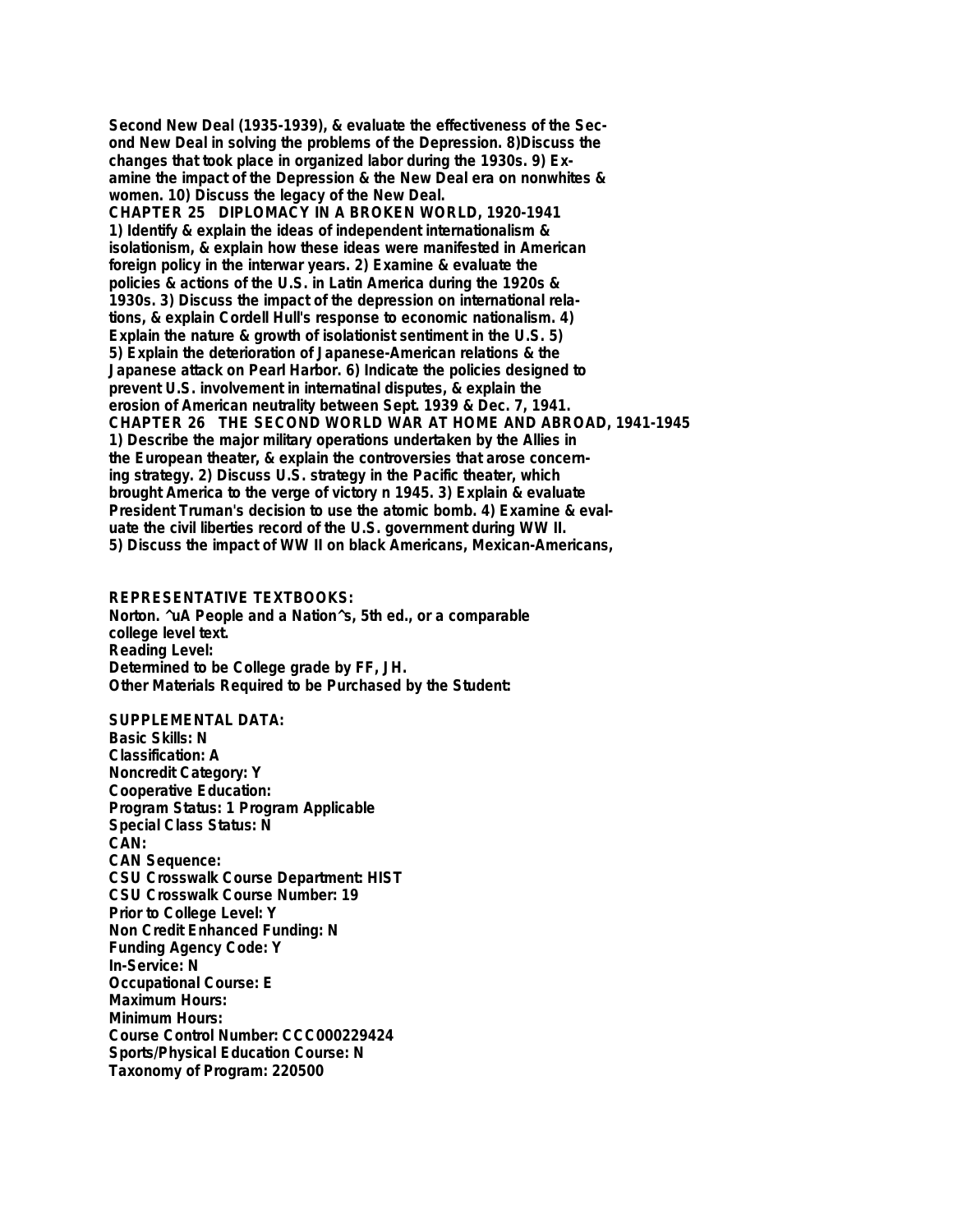Second New Deal (1935-1939), & evaluate the effectiveness of the Second New Deal in solving the problems of the Depression. 8)Discuss the changes that took place in organized labor during the 1930s. 9) Examine the impact of the Depression & the New Deal era on nonwhites & women. 10) Discuss the legacy of the New Deal.

CHAPTER 25 DIPLOMACY IN A BROKEN WORLD, 1920-1941

1) Identify & explain the ideas of independent internationalism & isolationism, & explain how these ideas were manifested in American foreign policy in the interwar years. 2) Examine & evaluate the policies & actions of the U.S. in Latin America during the 1920s & 1930s. 3) Discuss the impact of the depression on international relations, & explain Cordell Hull's response to economic nationalism. 4) Explain the nature & growth of isolationist sentiment in the U.S. 5) 5) Explain the deterioration of Japanese-American relations & the Japanese attack on Pearl Harbor. 6) Indicate the policies designed to prevent U.S. involvement in internatinal disputes, & explain the erosion of American neutrality between Sept. 1939 & Dec. 7, 1941.

CHAPTER 26 THE SECOND WORLD WAR AT HOME AND ABROAD, 1941-1945

1) Describe the major military operations undertaken by the Allies in the European theater, & explain the controversies that arose concerning strategy. 2) Discuss U.S. strategy in the Pacific theater, which brought America to the verge of victory n 1945. 3) Explain & evaluate President Truman's decision to use the atomic bomb. 4) Examine & evaluate the civil liberties record of the U.S. government during WW II. 5) Discuss the impact of WW II on black Americans, Mexican-Americans,

REPRESENTATIVE TEXTBOOKS:
Norton. ^uA People and a Nation^s, 5th ed., or a comparable college level text.
Reading Level:
Determined to be College grade by FF, JH.
Other Materials Required to be Purchased by the Student:

SUPPLEMENTAL DATA:
Basic Skills: N
Classification: A
Noncredit Category: Y
Cooperative Education:
Program Status: 1 Program Applicable
Special Class Status: N
CAN:
CAN Sequence:
CSU Crosswalk Course Department: HIST
CSU Crosswalk Course Number: 19
Prior to College Level: Y
Non Credit Enhanced Funding: N
Funding Agency Code: Y
In-Service: N
Occupational Course: E
Maximum Hours:
Minimum Hours:
Course Control Number: CCC000229424
Sports/Physical Education Course: N
Taxonomy of Program: 220500